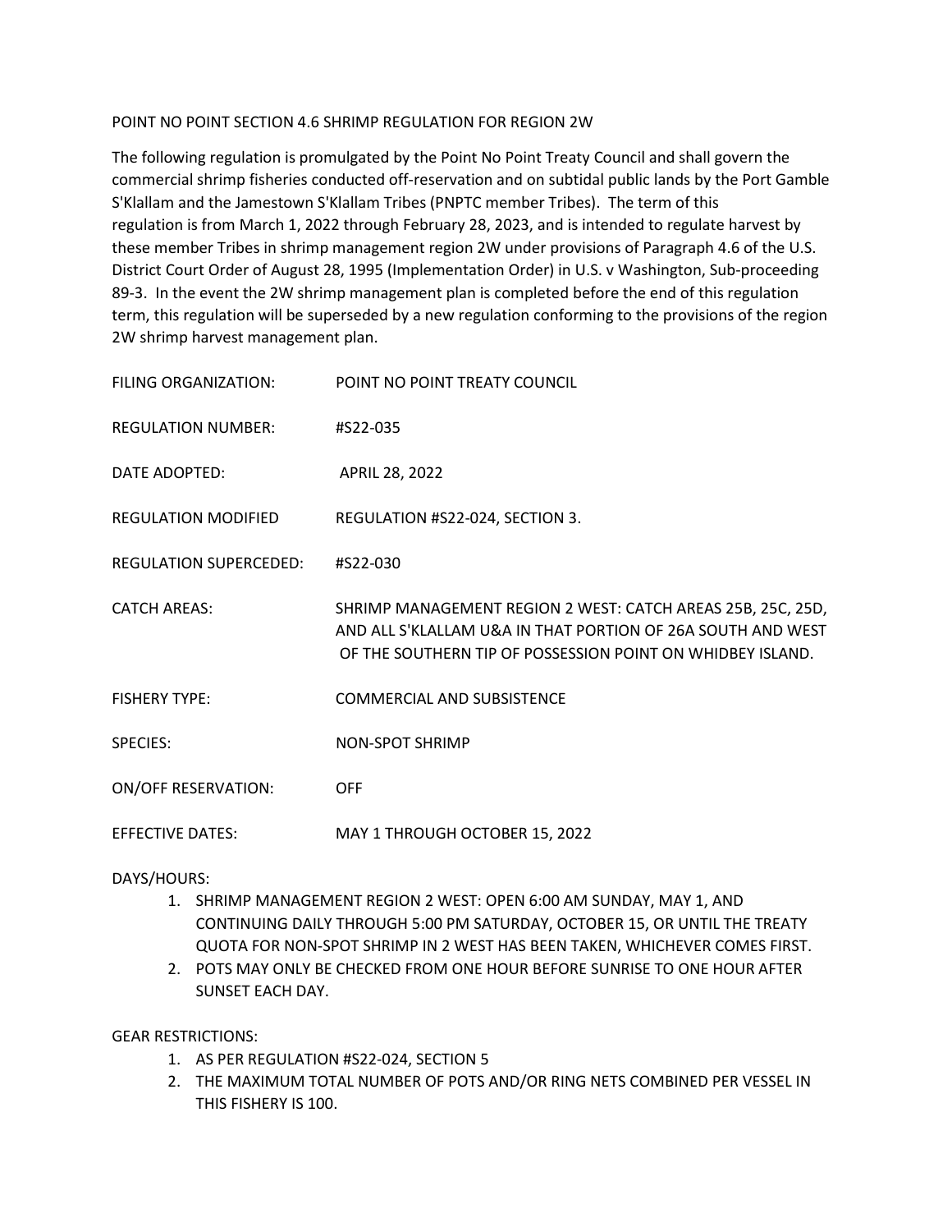# POINT NO POINT SECTION 4.6 SHRIMP REGULATION FOR REGION 2W

The following regulation is promulgated by the Point No Point Treaty Council and shall govern the commercial shrimp fisheries conducted off-reservation and on subtidal public lands by the Port Gamble S'Klallam and the Jamestown S'Klallam Tribes (PNPTC member Tribes). The term of this regulation is from March 1, 2022 through February 28, 2023, and is intended to regulate harvest by these member Tribes in shrimp management region 2W under provisions of Paragraph 4.6 of the U.S. District Court Order of August 28, 1995 (Implementation Order) in U.S. v Washington, Sub-proceeding 89-3. In the event the 2W shrimp management plan is completed before the end of this regulation term, this regulation will be superseded by a new regulation conforming to the provisions of the region 2W shrimp harvest management plan.

FILING ORGANIZATION: POINT NO POINT TREATY COUNCIL

REGULATION NUMBER: #S22-035

DATE ADOPTED: APRIL 28, 2022

REGULATION MODIFIED REGULATION #S22-024, SECTION 3.

REGULATION SUPERCEDED: #S22-030

CATCH AREAS: SHRIMP MANAGEMENT REGION 2 WEST: CATCH AREAS 25B, 25C, 25D, AND ALL S'KLALLAM U&A IN THAT PORTION OF 26A SOUTH AND WEST OF THE SOUTHERN TIP OF POSSESSION POINT ON WHIDBEY ISLAND.

FISHERY TYPE: COMMERCIAL AND SUBSISTENCE

SPECIES: NON-SPOT SHRIMP

ON/OFF RESERVATION: OFF

EFFECTIVE DATES: MAY 1 THROUGH OCTOBER 15, 2022

DAYS/HOURS:

1. SHRIMP MANAGEMENT REGION 2 WEST: OPEN 6:00 AM SUNDAY, MAY 1, AND CONTINUING DAILY THROUGH 5:00 PM SATURDAY, OCTOBER 15, OR UNTIL THE TREATY QUOTA FOR NON-SPOT SHRIMP IN 2 WEST HAS BEEN TAKEN, WHICHEVER COMES FIRST.
2. POTS MAY ONLY BE CHECKED FROM ONE HOUR BEFORE SUNRISE TO ONE HOUR AFTER SUNSET EACH DAY.

GEAR RESTRICTIONS:

1. AS PER REGULATION #S22-024, SECTION 5
2. THE MAXIMUM TOTAL NUMBER OF POTS AND/OR RING NETS COMBINED PER VESSEL IN THIS FISHERY IS 100.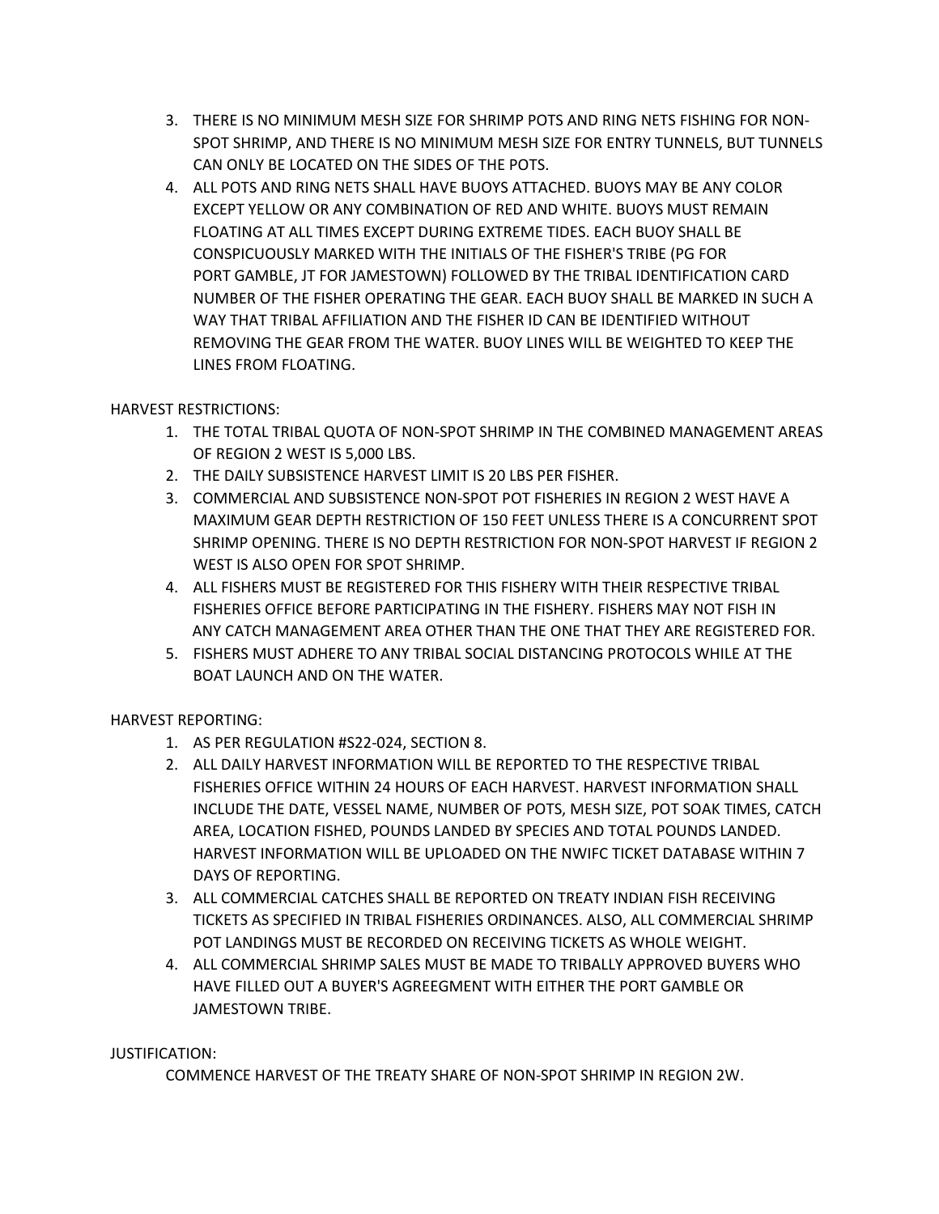3. THERE IS NO MINIMUM MESH SIZE FOR SHRIMP POTS AND RING NETS FISHING FOR NON-SPOT SHRIMP, AND THERE IS NO MINIMUM MESH SIZE FOR ENTRY TUNNELS, BUT TUNNELS CAN ONLY BE LOCATED ON THE SIDES OF THE POTS.
4. ALL POTS AND RING NETS SHALL HAVE BUOYS ATTACHED. BUOYS MAY BE ANY COLOR EXCEPT YELLOW OR ANY COMBINATION OF RED AND WHITE. BUOYS MUST REMAIN FLOATING AT ALL TIMES EXCEPT DURING EXTREME TIDES. EACH BUOY SHALL BE CONSPICUOUSLY MARKED WITH THE INITIALS OF THE FISHER'S TRIBE (PG FOR PORT GAMBLE, JT FOR JAMESTOWN) FOLLOWED BY THE TRIBAL IDENTIFICATION CARD NUMBER OF THE FISHER OPERATING THE GEAR. EACH BUOY SHALL BE MARKED IN SUCH A WAY THAT TRIBAL AFFILIATION AND THE FISHER ID CAN BE IDENTIFIED WITHOUT REMOVING THE GEAR FROM THE WATER. BUOY LINES WILL BE WEIGHTED TO KEEP THE LINES FROM FLOATING.

HARVEST RESTRICTIONS:

1. THE TOTAL TRIBAL QUOTA OF NON-SPOT SHRIMP IN THE COMBINED MANAGEMENT AREAS OF REGION 2 WEST IS 5,000 LBS.
2. THE DAILY SUBSISTENCE HARVEST LIMIT IS 20 LBS PER FISHER.
3. COMMERCIAL AND SUBSISTENCE NON-SPOT POT FISHERIES IN REGION 2 WEST HAVE A MAXIMUM GEAR DEPTH RESTRICTION OF 150 FEET UNLESS THERE IS A CONCURRENT SPOT SHRIMP OPENING. THERE IS NO DEPTH RESTRICTION FOR NON-SPOT HARVEST IF REGION 2 WEST IS ALSO OPEN FOR SPOT SHRIMP.
4. ALL FISHERS MUST BE REGISTERED FOR THIS FISHERY WITH THEIR RESPECTIVE TRIBAL FISHERIES OFFICE BEFORE PARTICIPATING IN THE FISHERY. FISHERS MAY NOT FISH IN ANY CATCH MANAGEMENT AREA OTHER THAN THE ONE THAT THEY ARE REGISTERED FOR.
5. FISHERS MUST ADHERE TO ANY TRIBAL SOCIAL DISTANCING PROTOCOLS WHILE AT THE BOAT LAUNCH AND ON THE WATER.

HARVEST REPORTING:

1. AS PER REGULATION #S22-024, SECTION 8.
2. ALL DAILY HARVEST INFORMATION WILL BE REPORTED TO THE RESPECTIVE TRIBAL FISHERIES OFFICE WITHIN 24 HOURS OF EACH HARVEST. HARVEST INFORMATION SHALL INCLUDE THE DATE, VESSEL NAME, NUMBER OF POTS, MESH SIZE, POT SOAK TIMES, CATCH AREA, LOCATION FISHED, POUNDS LANDED BY SPECIES AND TOTAL POUNDS LANDED. HARVEST INFORMATION WILL BE UPLOADED ON THE NWIFC TICKET DATABASE WITHIN 7 DAYS OF REPORTING.
3. ALL COMMERCIAL CATCHES SHALL BE REPORTED ON TREATY INDIAN FISH RECEIVING TICKETS AS SPECIFIED IN TRIBAL FISHERIES ORDINANCES. ALSO, ALL COMMERCIAL SHRIMP POT LANDINGS MUST BE RECORDED ON RECEIVING TICKETS AS WHOLE WEIGHT.
4. ALL COMMERCIAL SHRIMP SALES MUST BE MADE TO TRIBALLY APPROVED BUYERS WHO HAVE FILLED OUT A BUYER'S AGREEGMENT WITH EITHER THE PORT GAMBLE OR JAMESTOWN TRIBE.

JUSTIFICATION:

COMMENCE HARVEST OF THE TREATY SHARE OF NON-SPOT SHRIMP IN REGION 2W.